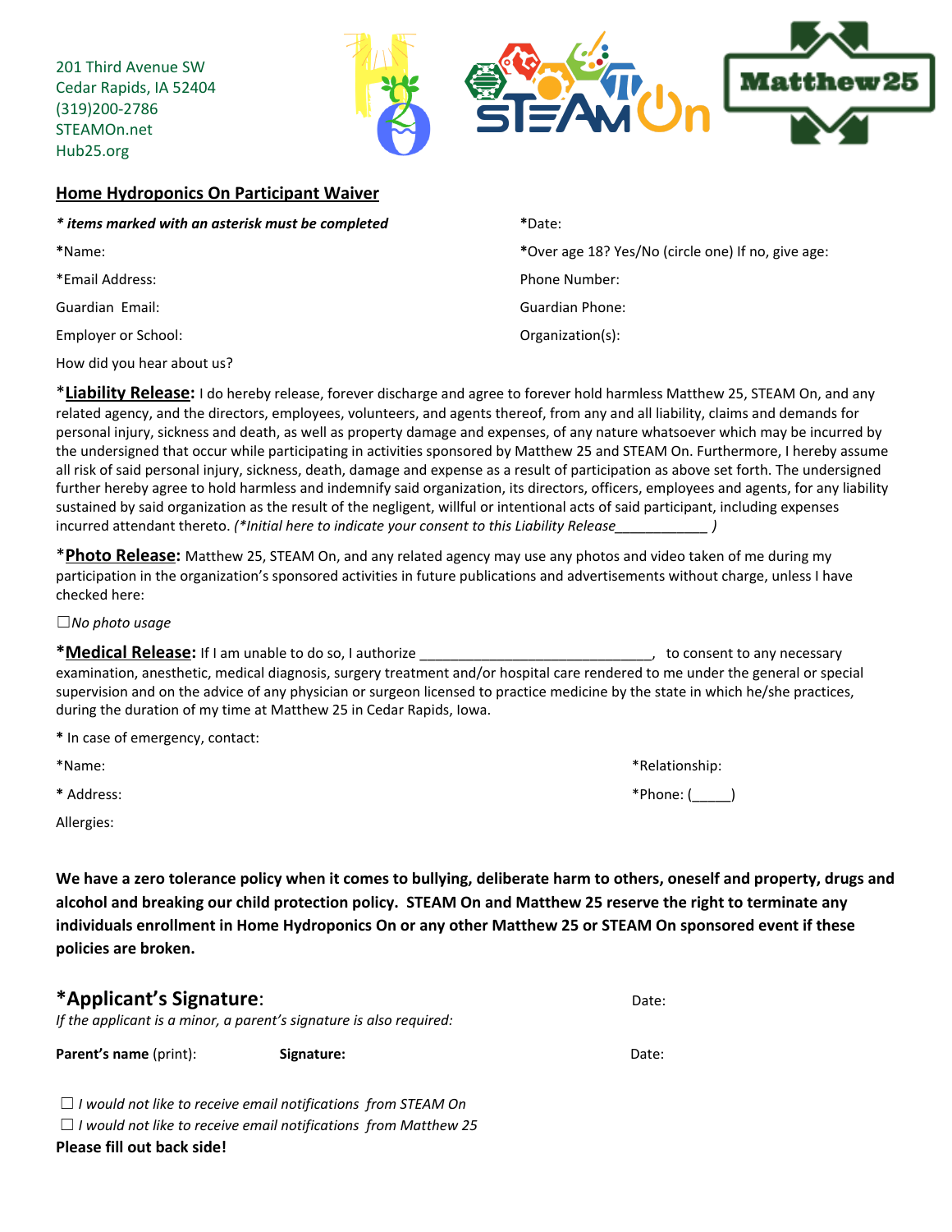201 Third Avenue SW
Cedar Rapids, IA 52404
(319)200-2786
STEAMOn.net
Hub25.org

## Home Hydroponics On Participant Waiver

***** items marked with an asterisk must be completed*

*Date:

*Name:

*Over age 18? Yes/No (circle one) If no, give age:

*Email Address:

Phone Number:

Guardian Email:

Guardian Phone:

Employer or School:

Organization(s):

How did you hear about us?

*__Liability Release:__ I do hereby release, forever discharge and agree to forever hold harmless Matthew 25, STEAM On, and any related agency, and the directors, employees, volunteers, and agents thereof, from any and all liability, claims and demands for personal injury, sickness and death, as well as property damage and expenses, of any nature whatsoever which may be incurred by the undersigned that occur while participating in activities sponsored by Matthew 25 and STEAM On. Furthermore, I hereby assume all risk of said personal injury, sickness, death, damage and expense as a result of participation as above set forth. The undersigned further hereby agree to hold harmless and indemnify said organization, its directors, officers, employees and agents, for any liability sustained by said organization as the result of the negligent, willful or intentional acts of said participant, including expenses incurred attendant thereto. *(*Initial here to indicate your consent to this Liability Release____________ )*

*__Photo Release:__ Matthew 25, STEAM On, and any related agency may use any photos and video taken of me during my participation in the organization's sponsored activities in future publications and advertisements without charge, unless I have checked here:

☐*No photo usage*

*__Medical Release:__ If I am unable to do so, I authorize ______________________________, to consent to any necessary examination, anesthetic, medical diagnosis, surgery treatment and/or hospital care rendered to me under the general or special supervision and on the advice of any physician or surgeon licensed to practice medicine by the state in which he/she practices, during the duration of my time at Matthew 25 in Cedar Rapids, Iowa.

* In case of emergency, contact:

*Name:

*Relationship:

* Address:

*Phone: (_____)

Allergies:

**We have a zero tolerance policy when it comes to bullying, deliberate harm to others, oneself and property, drugs and alcohol and breaking our child protection policy. STEAM On and Matthew 25 reserve the right to terminate any individuals enrollment in Home Hydroponics On or any other Matthew 25 or STEAM On sponsored event if these policies are broken.**

***Applicant's Signature**:

Date:

*If the applicant is a minor, a parent's signature is also required:*

**Parent's name** (print):

**Signature:**

Date:

☐ *I would not like to receive email notifications from STEAM On*
☐ *I would not like to receive email notifications from Matthew 25*

**Please fill out back side!**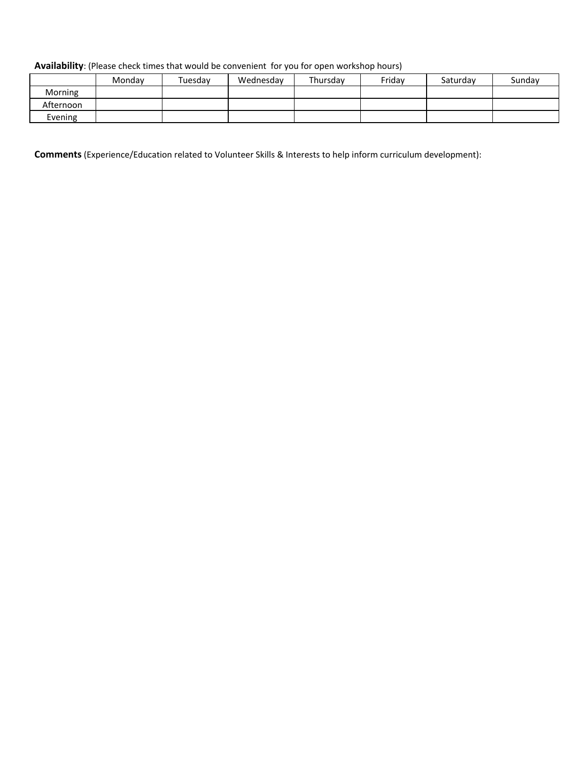**Availability**: (Please check times that would be convenient for you for open workshop hours)

| | Monday | Tuesday | Wednesday | Thursday | Friday | Saturday | Sunday |
|---|---|---|---|---|---|---|---|
| Morning | | | | | | | |
| Afternoon | | | | | | | |
| Evening | | | | | | | |

**Comments** (Experience/Education related to Volunteer Skills & Interests to help inform curriculum development):